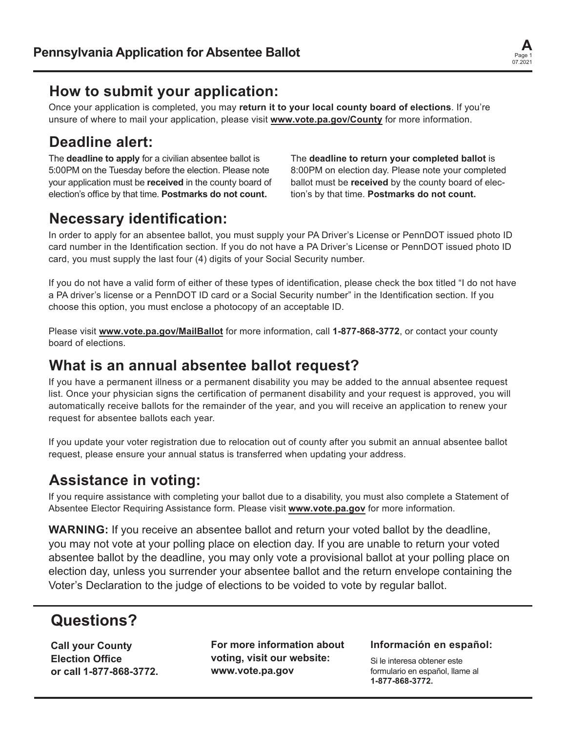# Pennsylvania Application for Absentee Ballot

## How to submit your application:

Once your application is completed, you may **return it to your local county board of elections**. If you're unsure of where to mail your application, please visit **www.vote.pa.gov/County** for more information.

## Deadline alert:

The **deadline to apply** for a civilian absentee ballot is 5:00PM on the Tuesday before the election. Please note your application must be **received** in the county board of election's office by that time. **Postmarks do not count.**

The **deadline to return your completed ballot** is 8:00PM on election day. Please note your completed ballot must be **received** by the county board of election's by that time. **Postmarks do not count.**

## Necessary identification:

In order to apply for an absentee ballot, you must supply your PA Driver's License or PennDOT issued photo ID card number in the Identification section. If you do not have a PA Driver's License or PennDOT issued photo ID card, you must supply the last four (4) digits of your Social Security number.

If you do not have a valid form of either of these types of identification, please check the box titled "I do not have a PA driver's license or a PennDOT ID card or a Social Security number" in the Identification section. If you choose this option, you must enclose a photocopy of an acceptable ID.

Please visit **www.vote.pa.gov/MailBallot** for more information, call **1-877-868-3772**, or contact your county board of elections.

## What is an annual absentee ballot request?

If you have a permanent illness or a permanent disability you may be added to the annual absentee request list. Once your physician signs the certification of permanent disability and your request is approved, you will automatically receive ballots for the remainder of the year, and you will receive an application to renew your request for absentee ballots each year.

If you update your voter registration due to relocation out of county after you submit an annual absentee ballot request, please ensure your annual status is transferred when updating your address.

## Assistance in voting:

If you require assistance with completing your ballot due to a disability, you must also complete a Statement of Absentee Elector Requiring Assistance form. Please visit **www.vote.pa.gov** for more information.

**WARNING:** If you receive an absentee ballot and return your voted ballot by the deadline, you may not vote at your polling place on election day. If you are unable to return your voted absentee ballot by the deadline, you may only vote a provisional ballot at your polling place on election day, unless you surrender your absentee ballot and the return envelope containing the Voter's Declaration to the judge of elections to be voided to vote by regular ballot.

## Questions?

**Call your County Election Office or call 1-877-868-3772.**

**For more information about voting, visit our website: www.vote.pa.gov**

**Información en español:**

Si le interesa obtener este formulario en español, llame al **1-877-868-3772.**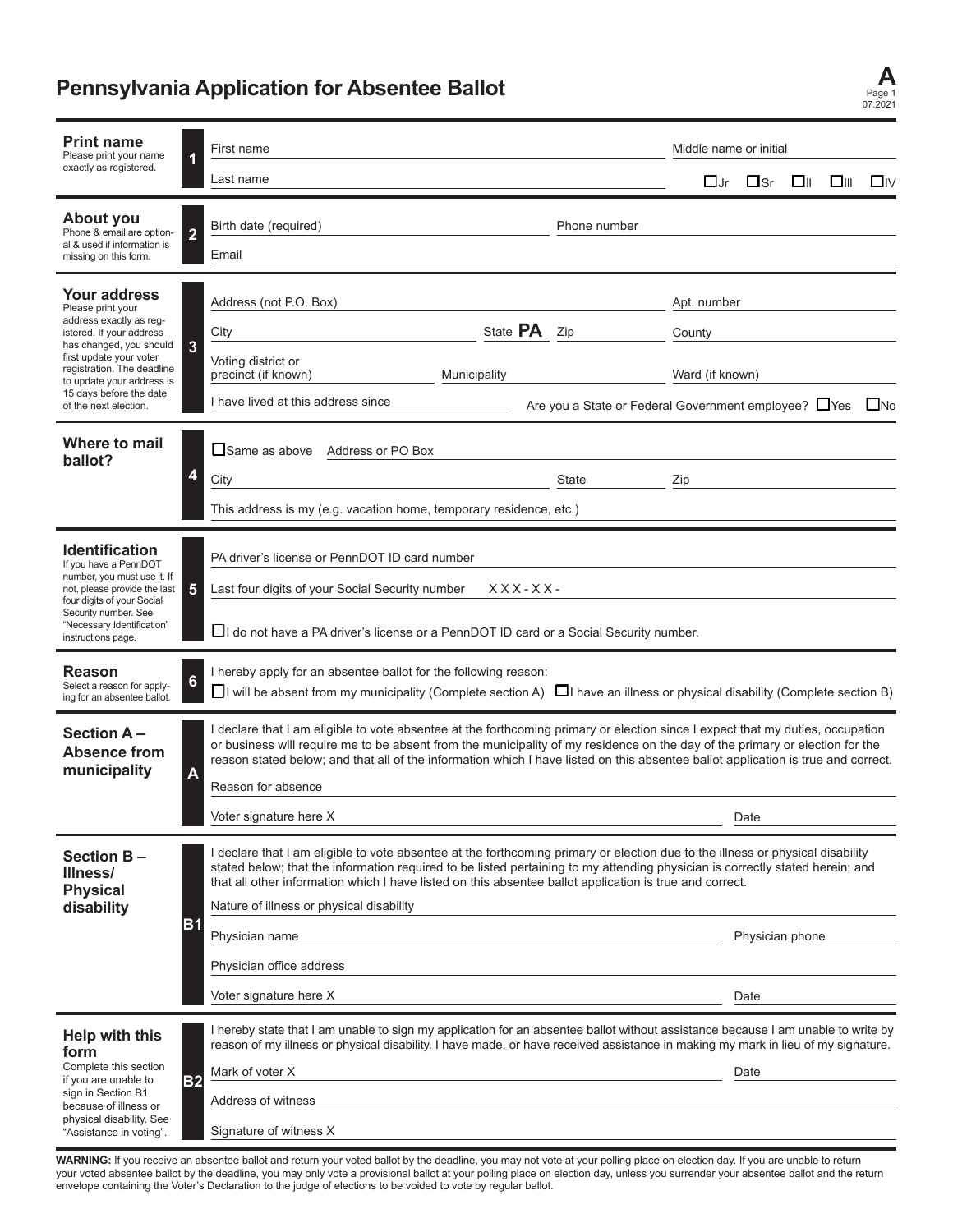# Pennsylvania Application for Absentee Ballot

**A**
Page 1
07.2021

## Print name
Please print your name exactly as registered.

**1**

First name ____________________ Middle name or initial ____________________

Last name ____________________ ☐Jr ☐Sr ☐II ☐III ☐IV

## About you
Phone & email are optional & used if information is missing on this form.

**2**

Birth date (required) ____________________ Phone number ____________________

Email ____________________

## Your address
Please print your address exactly as registered. If your address has changed, you should first update your voter registration. The deadline to update your address is 15 days before the date of the next election.

**3**

Address (not P.O. Box) ____________________ Apt. number ____________________

City ____________________ State **PA** Zip ____________________ County ____________________

Voting district or precinct (if known) ____________________ Municipality ____________________ Ward (if known) ____________________

I have lived at this address since ____________________ Are you a State or Federal Government employee? ☐Yes ☐No

## Where to mail ballot?

**4**

☐Same as above Address or PO Box ____________________

City ____________________ State ____________________ Zip ____________________

This address is my (e.g. vacation home, temporary residence, etc.) ____________________

## Identification
If you have a PennDOT number, you must use it. If not, please provide the last four digits of your Social Security number. See "Necessary Identification" instructions page.

**5**

PA driver's license or PennDOT ID card number ____________________

Last four digits of your Social Security number XXX-XX-____________________

☐I do not have a PA driver's license or a PennDOT ID card or a Social Security number.

## Reason
Select a reason for applying for an absentee ballot.

**6**

I hereby apply for an absentee ballot for the following reason:

☐I will be absent from my municipality (Complete section A) ☐I have an illness or physical disability (Complete section B)

## Section A – Absence from municipality

**A**

I declare that I am eligible to vote absentee at the forthcoming primary or election since I expect that my duties, occupation or business will require me to be absent from the municipality of my residence on the day of the primary or election for the reason stated below; and that all of the information which I have listed on this absentee ballot application is true and correct.

Reason for absence ____________________

Voter signature here X ____________________ Date ____________________

## Section B – Illness/ Physical disability

**B1**

I declare that I am eligible to vote absentee at the forthcoming primary or election due to the illness or physical disability stated below; that the information required to be listed pertaining to my attending physician is correctly stated herein; and that all other information which I have listed on this absentee ballot application is true and correct.

Nature of illness or physical disability ____________________

Physician name ____________________ Physician phone ____________________

Physician office address ____________________

Voter signature here X ____________________ Date ____________________

## Help with this form
Complete this section if you are unable to sign in Section B1 because of illness or physical disability. See "Assistance in voting".

**B2**

I hereby state that I am unable to sign my application for an absentee ballot without assistance because I am unable to write by reason of my illness or physical disability. I have made, or have received assistance in making my mark in lieu of my signature.

Mark of voter X ____________________ Date ____________________

Address of witness ____________________

Signature of witness X ____________________

**WARNING:** If you receive an absentee ballot and return your voted ballot by the deadline, you may not vote at your polling place on election day. If you are unable to return your voted absentee ballot by the deadline, you may only vote a provisional ballot at your polling place on election day, unless you surrender your absentee ballot and the return envelope containing the Voter's Declaration to the judge of elections to be voided to vote by regular ballot.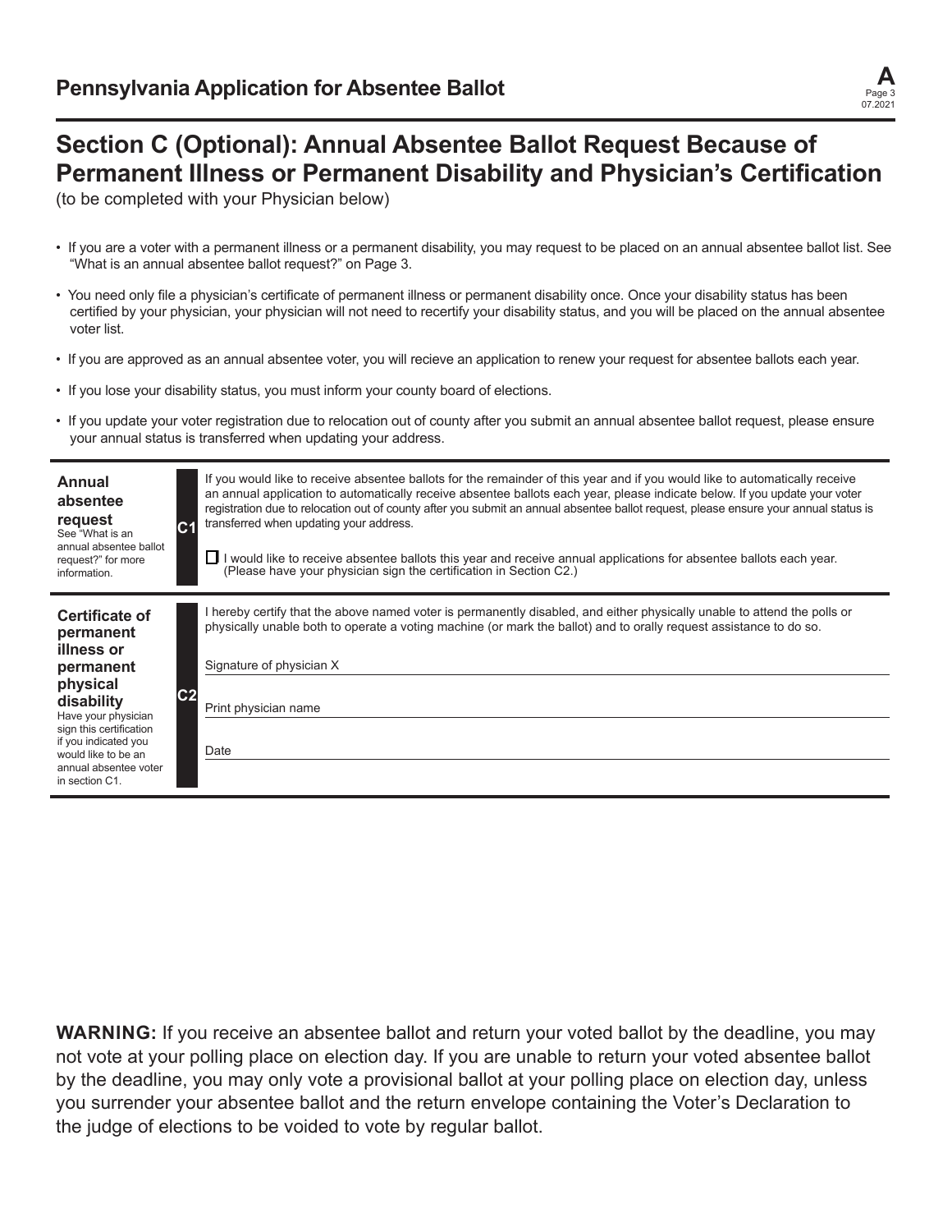# Pennsylvania Application for Absentee Ballot

## Section C (Optional): Annual Absentee Ballot Request Because of Permanent Illness or Permanent Disability and Physician's Certification

(to be completed with your Physician below)

- If you are a voter with a permanent illness or a permanent disability, you may request to be placed on an annual absentee ballot list. See "What is an annual absentee ballot request?" on Page 3.
- You need only file a physician's certificate of permanent illness or permanent disability once. Once your disability status has been certified by your physician, your physician will not need to recertify your disability status, and you will be placed on the annual absentee voter list.
- If you are approved as an annual absentee voter, you will recieve an application to renew your request for absentee ballots each year.
- If you lose your disability status, you must inform your county board of elections.
- If you update your voter registration due to relocation out of county after you submit an annual absentee ballot request, please ensure your annual status is transferred when updating your address.

**Annual absentee request**
See "What is an annual absentee ballot request?" for more information.

**C1**

If you would like to receive absentee ballots for the remainder of this year and if you would like to automatically receive an annual application to automatically receive absentee ballots each year, please indicate below. If you update your voter registration due to relocation out of county after you submit an annual absentee ballot request, please ensure your annual status is transferred when updating your address.

☐ I would like to receive absentee ballots this year and receive annual applications for absentee ballots each year. (Please have your physician sign the certification in Section C2.)

**Certificate of permanent illness or permanent physical disability**
Have your physician sign this certification if you indicated you would like to be an annual absentee voter in section C1.

**C2**

I hereby certify that the above named voter is permanently disabled, and either physically unable to attend the polls or physically unable both to operate a voting machine (or mark the ballot) and to orally request assistance to do so.

Signature of physician X ______________________________

Print physician name ______________________________

Date ______________________________

**WARNING:** If you receive an absentee ballot and return your voted ballot by the deadline, you may not vote at your polling place on election day. If you are unable to return your voted absentee ballot by the deadline, you may only vote a provisional ballot at your polling place on election day, unless you surrender your absentee ballot and the return envelope containing the Voter's Declaration to the judge of elections to be voided to vote by regular ballot.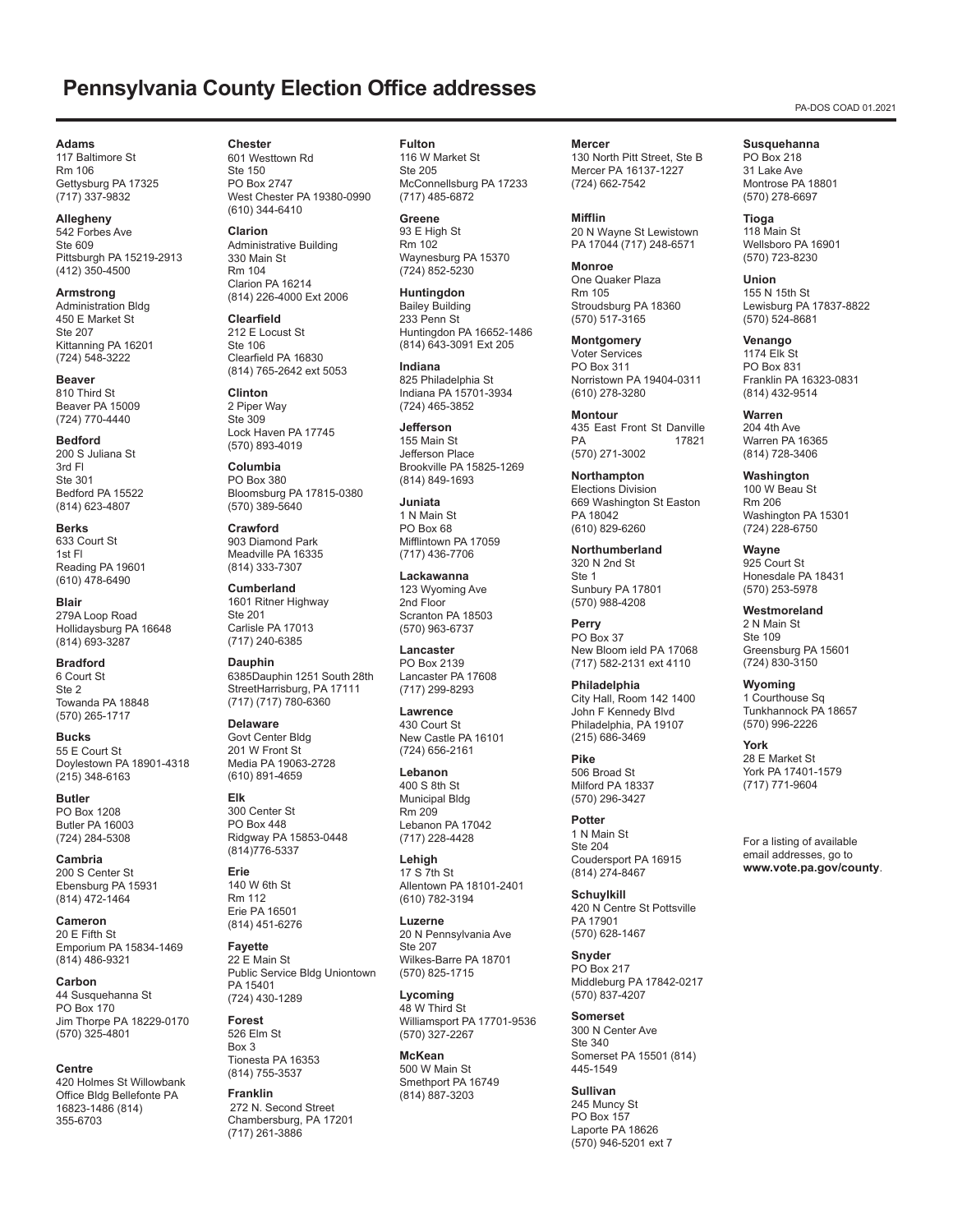# Pennsylvania County Election Office addresses

PA-DOS COAD 01.2021

**Adams**
117 Baltimore St
Rm 106
Gettysburg PA 17325
(717) 337-9832

**Allegheny**
542 Forbes Ave
Ste 609
Pittsburgh PA 15219-2913
(412) 350-4500

**Armstrong**
Administration Bldg
450 E Market St
Ste 207
Kittanning PA 16201
(724) 548-3222

**Beaver**
810 Third St
Beaver PA 15009
(724) 770-4440

**Bedford**
200 S Juliana St
3rd Fl
Ste 301
Bedford PA 15522
(814) 623-4807

**Berks**
633 Court St
1st Fl
Reading PA 19601
(610) 478-6490

**Blair**
279A Loop Road
Hollidaysburg PA 16648
(814) 693-3287

**Bradford**
6 Court St
Ste 2
Towanda PA 18848
(570) 265-1717

**Bucks**
55 E Court St
Doylestown PA 18901-4318
(215) 348-6163

**Butler**
PO Box 1208
Butler PA 16003
(724) 284-5308

**Cambria**
200 S Center St
Ebensburg PA 15931
(814) 472-1464

**Cameron**
20 E Fifth St
Emporium PA 15834-1469
(814) 486-9321

**Carbon**
44 Susquehanna St
PO Box 170
Jim Thorpe PA 18229-0170
(570) 325-4801

**Centre**
420 Holmes St Willowbank Office Bldg Bellefonte PA 16823-1486 (814) 355-6703

**Chester**
601 Westtown Rd
Ste 150
PO Box 2747
West Chester PA 19380-0990
(610) 344-6410

**Clarion**
Administrative Building
330 Main St
Rm 104
Clarion PA 16214
(814) 226-4000 Ext 2006

**Clearfield**
212 E Locust St
Ste 106
Clearfield PA 16830
(814) 765-2642 ext 5053

**Clinton**
2 Piper Way
Ste 309
Lock Haven PA 17745
(570) 893-4019

**Columbia**
PO Box 380
Bloomsburg PA 17815-0380
(570) 389-5640

**Crawford**
903 Diamond Park
Meadville PA 16335
(814) 333-7307

**Cumberland**
1601 Ritner Highway
Ste 201
Carlisle PA 17013
(717) 240-6385

**Dauphin**
6385Dauphin 1251 South 28th StreetHarrisburg, PA 17111
(717) (717) 780-6360

**Delaware**
Govt Center Bldg
201 W Front St
Media PA 19063-2728
(610) 891-4659

**Elk**
300 Center St
PO Box 448
Ridgway PA 15853-0448
(814)776-5337

**Erie**
140 W 6th St
Rm 112
Erie PA 16501
(814) 451-6276

**Fayette**
22 E Main St
Public Service Bldg Uniontown PA 15401
(724) 430-1289

**Forest**
526 Elm St
Box 3
Tionesta PA 16353
(814) 755-3537

**Franklin**
272 N. Second Street
Chambersburg, PA 17201
(717) 261-3886

**Fulton**
116 W Market St
Ste 205
McConnellsburg PA 17233
(717) 485-6872

**Greene**
93 E High St
Rm 102
Waynesburg PA 15370
(724) 852-5230

**Huntingdon**
Bailey Building
233 Penn St
Huntingdon PA 16652-1486
(814) 643-3091 Ext 205

**Indiana**
825 Philadelphia St
Indiana PA 15701-3934
(724) 465-3852

**Jefferson**
155 Main St
Jefferson Place
Brookville PA 15825-1269
(814) 849-1693

**Juniata**
1 N Main St
PO Box 68
Mifflintown PA 17059
(717) 436-7706

**Lackawanna**
123 Wyoming Ave
2nd Floor
Scranton PA 18503
(570) 963-6737

**Lancaster**
PO Box 2139
Lancaster PA 17608
(717) 299-8293

**Lawrence**
430 Court St
New Castle PA 16101
(724) 656-2161

**Lebanon**
400 S 8th St
Municipal Bldg
Rm 209
Lebanon PA 17042
(717) 228-4428

**Lehigh**
17 S 7th St
Allentown PA 18101-2401
(610) 782-3194

**Luzerne**
20 N Pennsylvania Ave
Ste 207
Wilkes-Barre PA 18701
(570) 825-1715

**Lycoming**
48 W Third St
Williamsport PA 17701-9536
(570) 327-2267

**McKean**
500 W Main St
Smethport PA 16749
(814) 887-3203

**Mercer**
130 North Pitt Street, Ste B
Mercer PA 16137-1227
(724) 662-7542

**Mifflin**
20 N Wayne St Lewistown PA 17044 (717) 248-6571

**Monroe**
One Quaker Plaza
Rm 105
Stroudsburg PA 18360
(570) 517-3165

**Montgomery**
Voter Services
PO Box 311
Norristown PA 19404-0311
(610) 278-3280

**Montour**
435 East Front St Danville PA 17821
(570) 271-3002

**Northampton**
Elections Division
669 Washington St Easton PA 18042
(610) 829-6260

**Northumberland**
320 N 2nd St
Ste 1
Sunbury PA 17801
(570) 988-4208

**Perry**
PO Box 37
New Bloom ield PA 17068
(717) 582-2131 ext 4110

**Philadelphia**
City Hall, Room 142 1400 John F Kennedy Blvd
Philadelphia, PA 19107
(215) 686-3469

**Pike**
506 Broad St
Milford PA 18337
(570) 296-3427

**Potter**
1 N Main St
Ste 204
Coudersport PA 16915
(814) 274-8467

**Schuylkill**
420 N Centre St Pottsville PA 17901
(570) 628-1467

**Snyder**
PO Box 217
Middleburg PA 17842-0217
(570) 837-4207

**Somerset**
300 N Center Ave
Ste 340
Somerset PA 15501 (814) 445-1549

**Sullivan**
245 Muncy St
PO Box 157
Laporte PA 18626
(570) 946-5201 ext 7

**Susquehanna**
PO Box 218
31 Lake Ave
Montrose PA 18801
(570) 278-6697

**Tioga**
118 Main St
Wellsboro PA 16901
(570) 723-8230

**Union**
155 N 15th St
Lewisburg PA 17837-8822
(570) 524-8681

**Venango**
1174 Elk St
PO Box 831
Franklin PA 16323-0831
(814) 432-9514

**Warren**
204 4th Ave
Warren PA 16365
(814) 728-3406

**Washington**
100 W Beau St
Rm 206
Washington PA 15301
(724) 228-6750

**Wayne**
925 Court St
Honesdale PA 18431
(570) 253-5978

**Westmoreland**
2 N Main St
Ste 109
Greensburg PA 15601
(724) 830-3150

**Wyoming**
1 Courthouse Sq
Tunkhannock PA 18657
(570) 996-2226

**York**
28 E Market St
York PA 17401-1579
(717) 771-9604

For a listing of available email addresses, go to **www.vote.pa.gov/county**.